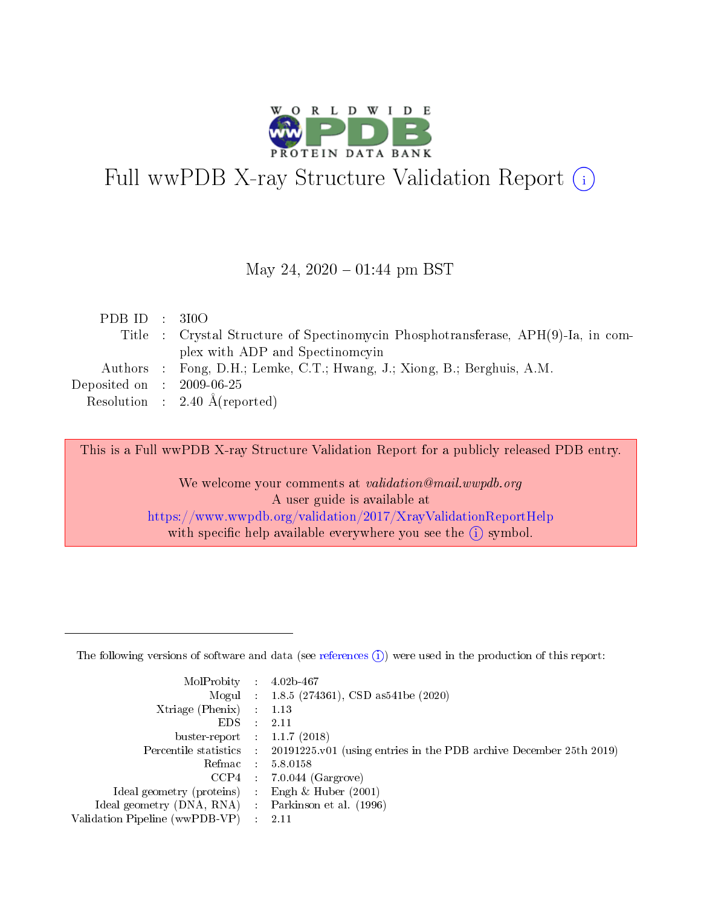# Full wwPDB X-ray Structure Validation Report

May 24, 2020 – 01:44 pm BST

| | | |
|---|---|---|
| PDB ID | : | 3I0O |
| Title | : | Crystal Structure of Spectinomycin Phosphotransferase, APH(9)-Ia, in complex with ADP and Spectinomcyin |
| Authors | : | Fong, D.H.; Lemke, C.T.; Hwang, J.; Xiong, B.; Berghuis, A.M. |
| Deposited on | : | 2009-06-25 |
| Resolution | : | 2.40 Å(reported) |

This is a Full wwPDB X-ray Structure Validation Report for a publicly released PDB entry.

We welcome your comments at *validation@mail.wwpdb.org*
A user guide is available at
https://www.wwpdb.org/validation/2017/XrayValidationReportHelp
with specific help available everywhere you see the (i) symbol.

The following versions of software and data (see references (i)) were used in the production of this report:

| | | |
|---|---|---|
| MolProbity | : | 4.02b-467 |
| Mogul | : | 1.8.5 (274361), CSD as541be (2020) |
| Xtriage (Phenix) | : | 1.13 |
| EDS | : | 2.11 |
| buster-report | : | 1.1.7 (2018) |
| Percentile statistics | : | 20191225.v01 (using entries in the PDB archive December 25th 2019) |
| Refmac | : | 5.8.0158 |
| CCP4 | : | 7.0.044 (Gargrove) |
| Ideal geometry (proteins) | : | Engh & Huber (2001) |
| Ideal geometry (DNA, RNA) | : | Parkinson et al. (1996) |
| Validation Pipeline (wwPDB-VP) | : | 2.11 |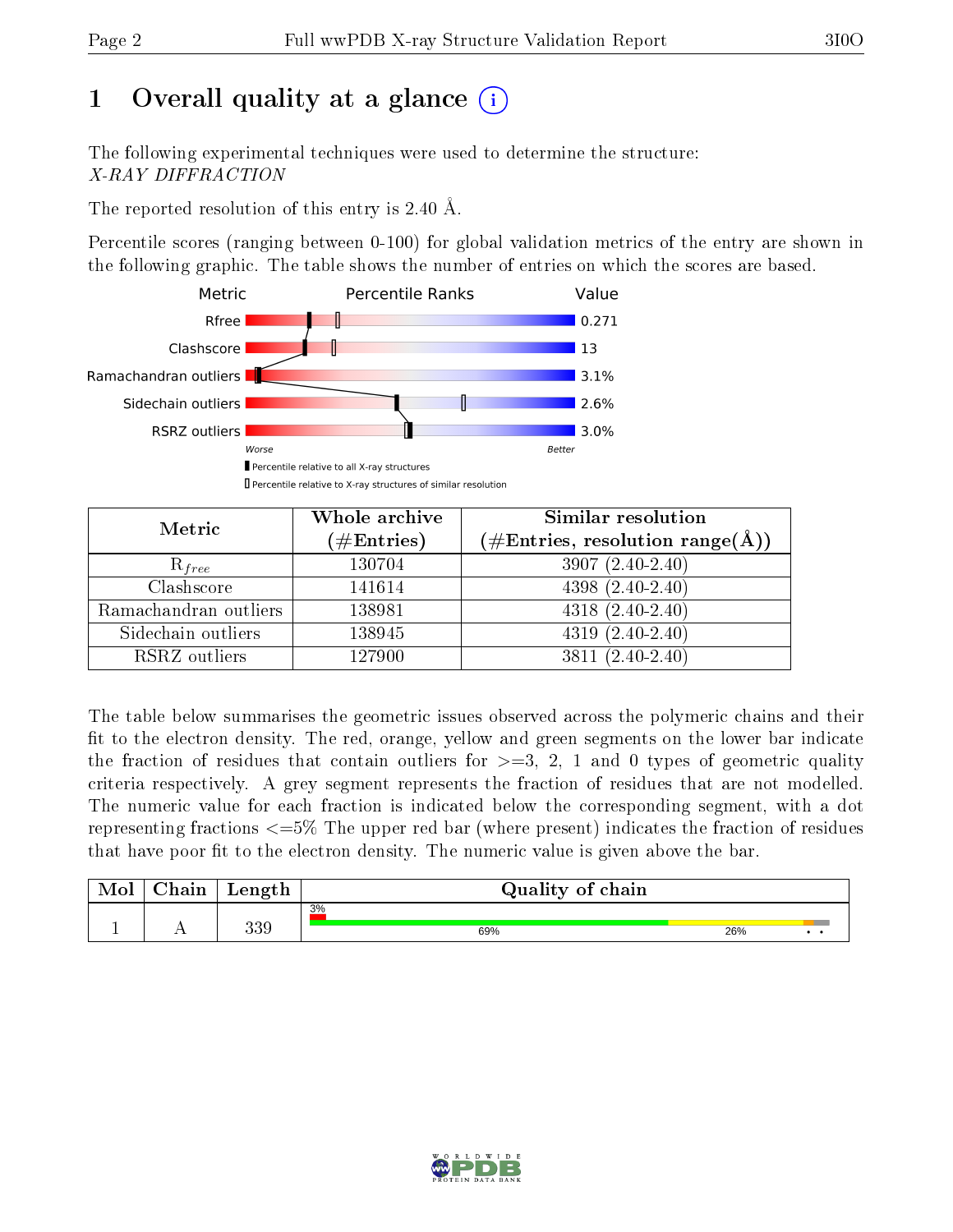# 1 Overall quality at a glance

The following experimental techniques were used to determine the structure:
*X-RAY DIFFRACTION*

The reported resolution of this entry is 2.40 Å.

Percentile scores (ranging between 0-100) for global validation metrics of the entry are shown in the following graphic. The table shows the number of entries on which the scores are based.

| Metric | Value |
|---|---|
| Rfree | 0.271 |
| Clashscore | 13 |
| Ramachandran outliers | 3.1% |
| Sidechain outliers | 2.6% |
| RSRZ outliers | 3.0% |

Worse ← → Better

■ Percentile relative to all X-ray structures
□ Percentile relative to X-ray structures of similar resolution

| Metric | Whole archive (#Entries) | Similar resolution (#Entries, resolution range(Å)) |
|---|---|---|
| $R_{free}$ | 130704 | 3907 (2.40-2.40) |
| Clashscore | 141614 | 4398 (2.40-2.40) |
| Ramachandran outliers | 138981 | 4318 (2.40-2.40) |
| Sidechain outliers | 138945 | 4319 (2.40-2.40) |
| RSRZ outliers | 127900 | 3811 (2.40-2.40) |

The table below summarises the geometric issues observed across the polymeric chains and their fit to the electron density. The red, orange, yellow and green segments on the lower bar indicate the fraction of residues that contain outliers for >=3, 2, 1 and 0 types of geometric quality criteria respectively. A grey segment represents the fraction of residues that are not modelled. The numeric value for each fraction is indicated below the corresponding segment, with a dot representing fractions <=5% The upper red bar (where present) indicates the fraction of residues that have poor fit to the electron density. The numeric value is given above the bar.

| Mol | Chain | Length | Quality of chain |
|---|---|---|---|
| 1 | A | 339 | 3%; 69%, 26%, •, • |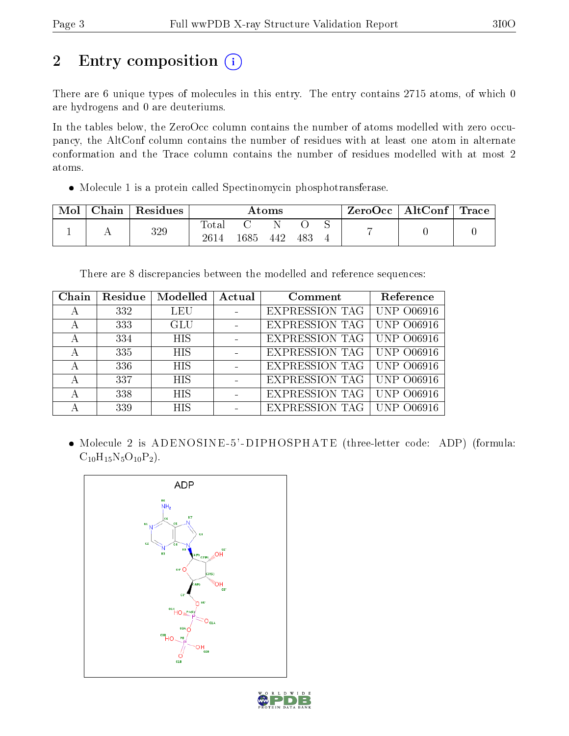# 2 Entry composition

There are 6 unique types of molecules in this entry. The entry contains 2715 atoms, of which 0 are hydrogens and 0 are deuteriums.

In the tables below, the ZeroOcc column contains the number of atoms modelled with zero occupancy, the AltConf column contains the number of residues with at least one atom in alternate conformation and the Trace column contains the number of residues modelled with at most 2 atoms.

- Molecule 1 is a protein called Spectinomycin phosphotransferase.

| Mol | Chain | Residues | Atoms | | | | | ZeroOcc | AltConf | Trace |
|---|---|---|---|---|---|---|---|---|---|---|
| 1 | A | 329 | Total<br>2614 | C<br>1685 | N<br>442 | O<br>483 | S<br>4 | 7 | 0 | 0 |

There are 8 discrepancies between the modelled and reference sequences:

| Chain | Residue | Modelled | Actual | Comment | Reference |
|---|---|---|---|---|---|
| A | 332 | LEU | - | EXPRESSION TAG | UNP O06916 |
| A | 333 | GLU | - | EXPRESSION TAG | UNP O06916 |
| A | 334 | HIS | - | EXPRESSION TAG | UNP O06916 |
| A | 335 | HIS | - | EXPRESSION TAG | UNP O06916 |
| A | 336 | HIS | - | EXPRESSION TAG | UNP O06916 |
| A | 337 | HIS | - | EXPRESSION TAG | UNP O06916 |
| A | 338 | HIS | - | EXPRESSION TAG | UNP O06916 |
| A | 339 | HIS | - | EXPRESSION TAG | UNP O06916 |

- Molecule 2 is ADENOSINE-5'-DIPHOSPHATE (three-letter code: ADP) (formula: $C_{10}H_{15}N_5O_{10}P_2$).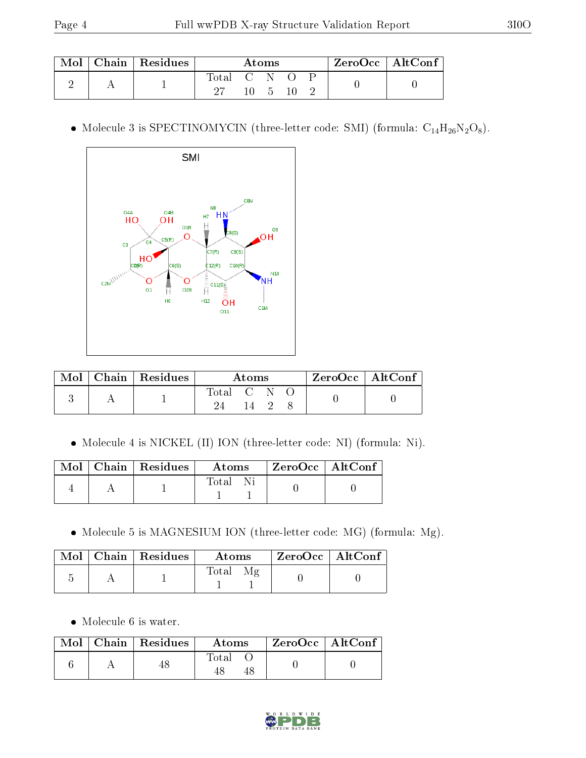| Mol | Chain | Residues | Atoms | | | | | ZeroOcc | AltConf |
|---|---|---|---|---|---|---|---|---|---|
| | | | Total | C | N | O | P | | |
| 2 | A | 1 | 27 | 10 | 5 | 10 | 2 | 0 | 0 |

- Molecule 3 is SPECTINOMYCIN (three-letter code: SMI) (formula: $C_{14}H_{26}N_2O_8$).

| Mol | Chain | Residues | Atoms | | | | ZeroOcc | AltConf |
|---|---|---|---|---|---|---|---|---|
| | | | Total | C | N | O | | |
| 3 | A | 1 | 24 | 14 | 2 | 8 | 0 | 0 |

- Molecule 4 is NICKEL (II) ION (three-letter code: NI) (formula: Ni).

| Mol | Chain | Residues | Atoms | | ZeroOcc | AltConf |
|---|---|---|---|---|---|---|
| | | | Total | Ni | | |
| 4 | A | 1 | 1 | 1 | 0 | 0 |

- Molecule 5 is MAGNESIUM ION (three-letter code: MG) (formula: Mg).

| Mol | Chain | Residues | Atoms | | ZeroOcc | AltConf |
|---|---|---|---|---|---|---|
| | | | Total | Mg | | |
| 5 | A | 1 | 1 | 1 | 0 | 0 |

- Molecule 6 is water.

| Mol | Chain | Residues | Atoms | | ZeroOcc | AltConf |
|---|---|---|---|---|---|---|
| | | | Total | O | | |
| 6 | A | 48 | 48 | 48 | 0 | 0 |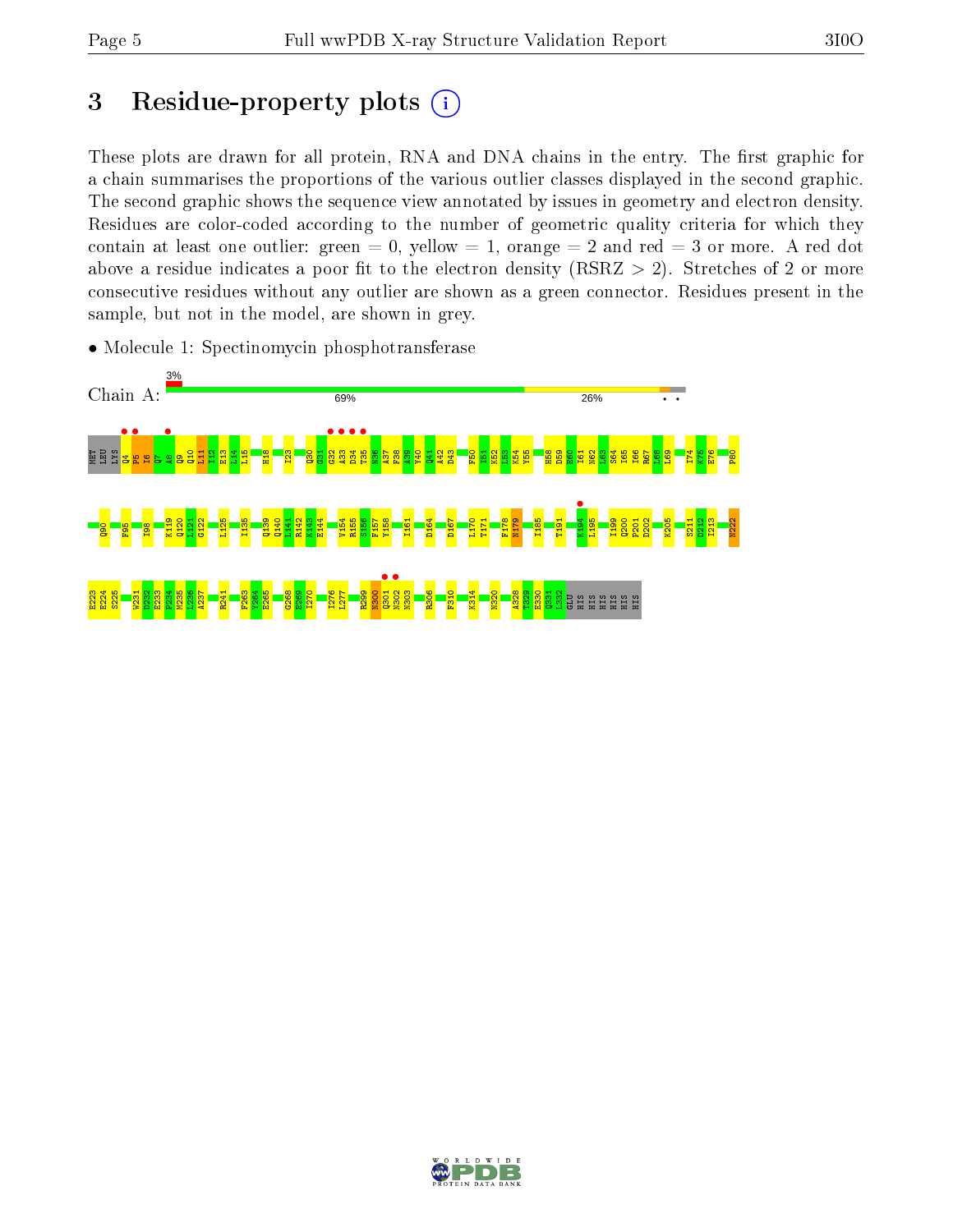# 3 Residue-property plots

These plots are drawn for all protein, RNA and DNA chains in the entry. The first graphic for a chain summarises the proportions of the various outlier classes displayed in the second graphic. The second graphic shows the sequence view annotated by issues in geometry and electron density. Residues are color-coded according to the number of geometric quality criteria for which they contain at least one outlier: green = 0, yellow = 1, orange = 2 and red = 3 or more. A red dot above a residue indicates a poor fit to the electron density (RSRZ > 2). Stretches of 2 or more consecutive residues without any outlier are shown as a green connector. Residues present in the sample, but not in the model, are shown in grey.

- Molecule 1: Spectinomycin phosphotransferase

Chain A: 3% | 69% | 26% | • •

MET LEU LYS Q4 P5 I6 Q7 A8 Q9 Q10 L11 I12 E13 L14 L15 H18 I23 Q30 G31 G32 A33 D34 T35 N36 A37 F38 A39 Y40 Q41 A42 D43 F50 I51 K52 L53 K54 Y55 H58 D59 E60 I61 N62 L63 S64 I65 I66 R67 L68 L69 I74 K75 E76 P80

Q90 F95 I98 K119 Q120 L121 G122 L125 I135 Q139 Q140 L141 R142 K143 E144 V154 R155 S156 F157 Y158 I161 D164 D167 I170 T171 F178 N179 I185 T191 K194 L195 I199 Q200 P201 D202 K205 S211 D212 I213 N222

F223 E224 S225 W231 D232 E233 F234 M235 L236 A237 R241 F263 Y264 E265 G268 E269 I270 I276 L277 R299 N300 Q301 N302 N303 R306 F310 K314 N320 A328 T329 E330 Q331 L332 GLU HIS HIS HIS HIS HIS HIS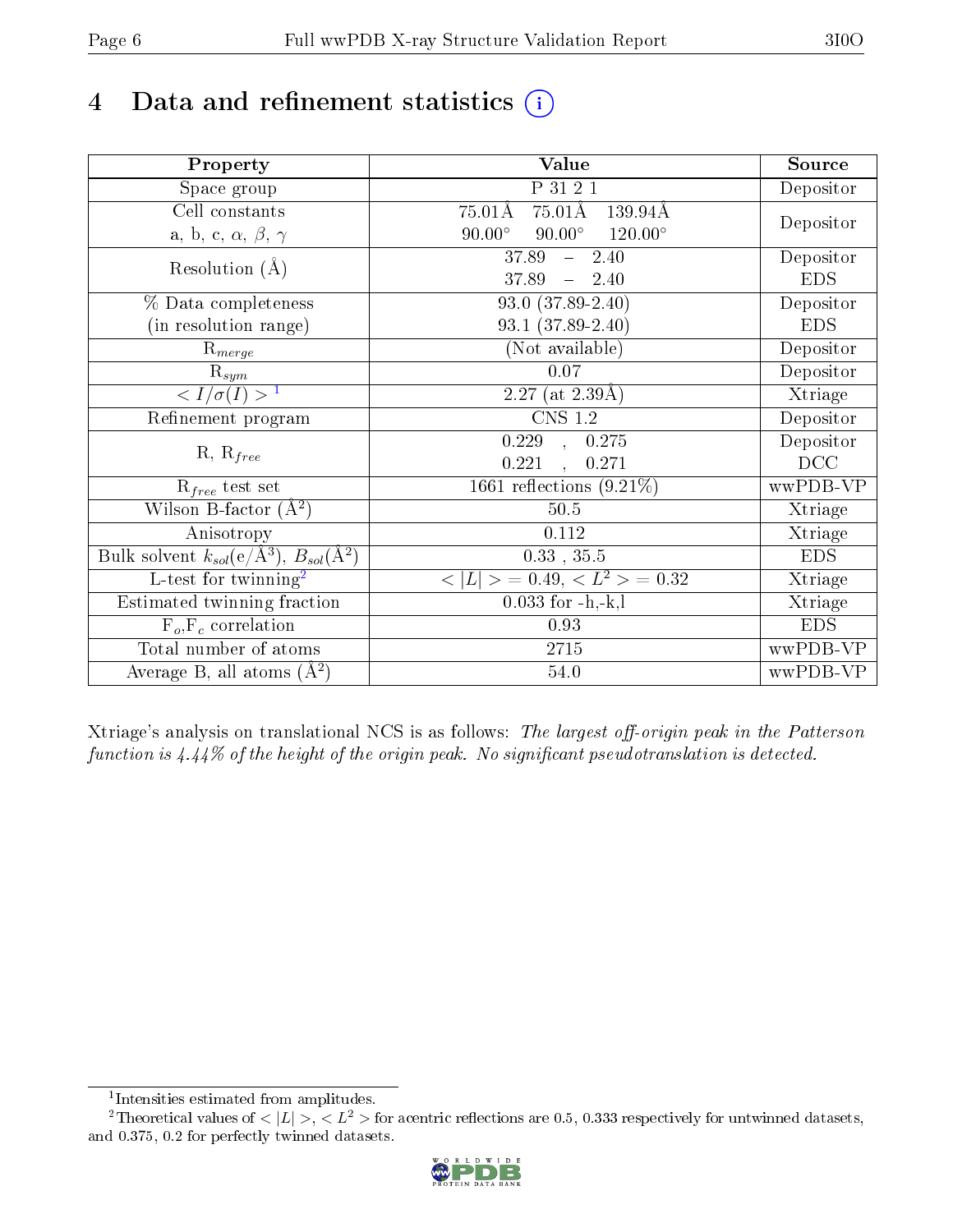# 4 Data and refinement statistics (i)

| Property | Value | Source |
|---|---|---|
| Space group | P 31 2 1 | Depositor |
| Cell constants<br>a, b, c, $\alpha$, $\beta$, $\gamma$ | 75.01Å 75.01Å 139.94Å<br>90.00° 90.00° 120.00° | Depositor |
| Resolution (Å) | 37.89 – 2.40<br>37.89 – 2.40 | Depositor<br>EDS |
| % Data completeness<br>(in resolution range) | 93.0 (37.89-2.40)<br>93.1 (37.89-2.40) | Depositor<br>EDS |
| $R_{merge}$ | (Not available) | Depositor |
| $R_{sym}$ | 0.07 | Depositor |
| $< I/\sigma(I) >$ [1] | 2.27 (at 2.39Å) | Xtriage |
| Refinement program | CNS 1.2 | Depositor |
| R, $R_{free}$ | 0.229 , 0.275<br>0.221 , 0.271 | Depositor<br>DCC |
| $R_{free}$ test set | 1661 reflections (9.21%) | wwPDB-VP |
| Wilson B-factor (Å$^2$) | 50.5 | Xtriage |
| Anisotropy | 0.112 | Xtriage |
| Bulk solvent $k_{sol}$(e/Å$^3$), $B_{sol}$(Å$^2$) | 0.33 , 35.5 | EDS |
| L-test for twinning[2] | $< \vert L \vert > = 0.49$, $< L^2 > = 0.32$ | Xtriage |
| Estimated twinning fraction | 0.033 for -h,-k,l | Xtriage |
| $F_o$,$F_c$ correlation | 0.93 | EDS |
| Total number of atoms | 2715 | wwPDB-VP |
| Average B, all atoms (Å$^2$) | 54.0 | wwPDB-VP |

Xtriage's analysis on translational NCS is as follows: *The largest off-origin peak in the Patterson function is 4.44% of the height of the origin peak. No significant pseudotranslation is detected.*

[1] Intensities estimated from amplitudes.

[2] Theoretical values of $< \vert L \vert >$, $< L^2 >$ for acentric reflections are 0.5, 0.333 respectively for untwinned datasets, and 0.375, 0.2 for perfectly twinned datasets.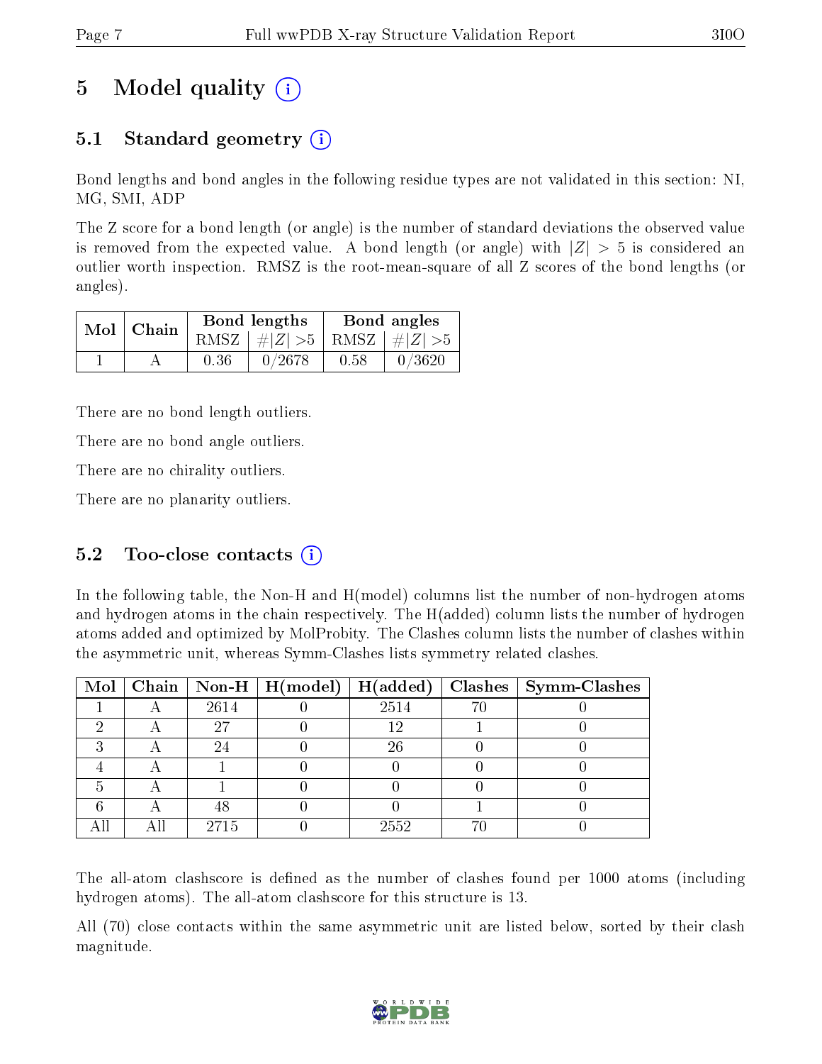# 5 Model quality (i)

## 5.1 Standard geometry (i)

Bond lengths and bond angles in the following residue types are not validated in this section: NI, MG, SMI, ADP

The Z score for a bond length (or angle) is the number of standard deviations the observed value is removed from the expected value. A bond length (or angle) with $|Z| > 5$ is considered an outlier worth inspection. RMSZ is the root-mean-square of all Z scores of the bond lengths (or angles).

| Mol | Chain | Bond lengths | | Bond angles | |
|---|---|---|---|---|---|
| | | RMSZ | $\#\|Z\| > 5$ | RMSZ | $\#\|Z\| > 5$ |
| 1 | A | 0.36 | 0/2678 | 0.58 | 0/3620 |

There are no bond length outliers.

There are no bond angle outliers.

There are no chirality outliers.

There are no planarity outliers.

## 5.2 Too-close contacts (i)

In the following table, the Non-H and H(model) columns list the number of non-hydrogen atoms and hydrogen atoms in the chain respectively. The H(added) column lists the number of hydrogen atoms added and optimized by MolProbity. The Clashes column lists the number of clashes within the asymmetric unit, whereas Symm-Clashes lists symmetry related clashes.

| Mol | Chain | Non-H | H(model) | H(added) | Clashes | Symm-Clashes |
|---|---|---|---|---|---|---|
| 1 | A | 2614 | 0 | 2514 | 70 | 0 |
| 2 | A | 27 | 0 | 12 | 1 | 0 |
| 3 | A | 24 | 0 | 26 | 0 | 0 |
| 4 | A | 1 | 0 | 0 | 0 | 0 |
| 5 | A | 1 | 0 | 0 | 0 | 0 |
| 6 | A | 48 | 0 | 0 | 1 | 0 |
| All | All | 2715 | 0 | 2552 | 70 | 0 |

The all-atom clashscore is defined as the number of clashes found per 1000 atoms (including hydrogen atoms). The all-atom clashscore for this structure is 13.

All (70) close contacts within the same asymmetric unit are listed below, sorted by their clash magnitude.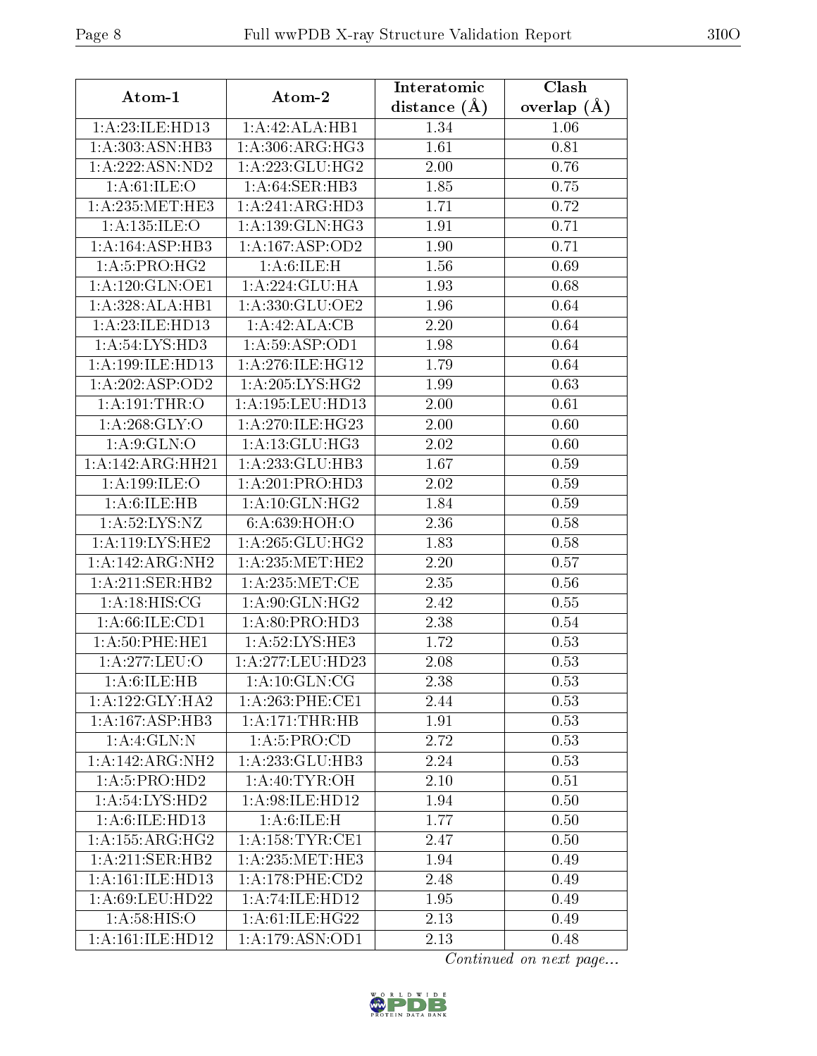| Atom-1 | Atom-2 | Interatomic distance (Å) | Clash overlap (Å) |
|---|---|---|---|
| 1:A:23:ILE:HD13 | 1:A:42:ALA:HB1 | 1.34 | 1.06 |
| 1:A:303:ASN:HB3 | 1:A:306:ARG:HG3 | 1.61 | 0.81 |
| 1:A:222:ASN:ND2 | 1:A:223:GLU:HG2 | 2.00 | 0.76 |
| 1:A:61:ILE:O | 1:A:64:SER:HB3 | 1.85 | 0.75 |
| 1:A:235:MET:HE3 | 1:A:241:ARG:HD3 | 1.71 | 0.72 |
| 1:A:135:ILE:O | 1:A:139:GLN:HG3 | 1.91 | 0.71 |
| 1:A:164:ASP:HB3 | 1:A:167:ASP:OD2 | 1.90 | 0.71 |
| 1:A:5:PRO:HG2 | 1:A:6:ILE:H | 1.56 | 0.69 |
| 1:A:120:GLN:OE1 | 1:A:224:GLU:HA | 1.93 | 0.68 |
| 1:A:328:ALA:HB1 | 1:A:330:GLU:OE2 | 1.96 | 0.64 |
| 1:A:23:ILE:HD13 | 1:A:42:ALA:CB | 2.20 | 0.64 |
| 1:A:54:LYS:HD3 | 1:A:59:ASP:OD1 | 1.98 | 0.64 |
| 1:A:199:ILE:HD13 | 1:A:276:ILE:HG12 | 1.79 | 0.64 |
| 1:A:202:ASP:OD2 | 1:A:205:LYS:HG2 | 1.99 | 0.63 |
| 1:A:191:THR:O | 1:A:195:LEU:HD13 | 2.00 | 0.61 |
| 1:A:268:GLY:O | 1:A:270:ILE:HG23 | 2.00 | 0.60 |
| 1:A:9:GLN:O | 1:A:13:GLU:HG3 | 2.02 | 0.60 |
| 1:A:142:ARG:HH21 | 1:A:233:GLU:HB3 | 1.67 | 0.59 |
| 1:A:199:ILE:O | 1:A:201:PRO:HD3 | 2.02 | 0.59 |
| 1:A:6:ILE:HB | 1:A:10:GLN:HG2 | 1.84 | 0.59 |
| 1:A:52:LYS:NZ | 6:A:639:HOH:O | 2.36 | 0.58 |
| 1:A:119:LYS:HE2 | 1:A:265:GLU:HG2 | 1.83 | 0.58 |
| 1:A:142:ARG:NH2 | 1:A:235:MET:HE2 | 2.20 | 0.57 |
| 1:A:211:SER:HB2 | 1:A:235:MET:CE | 2.35 | 0.56 |
| 1:A:18:HIS:CG | 1:A:90:GLN:HG2 | 2.42 | 0.55 |
| 1:A:66:ILE:CD1 | 1:A:80:PRO:HD3 | 2.38 | 0.54 |
| 1:A:50:PHE:HE1 | 1:A:52:LYS:HE3 | 1.72 | 0.53 |
| 1:A:277:LEU:O | 1:A:277:LEU:HD23 | 2.08 | 0.53 |
| 1:A:6:ILE:HB | 1:A:10:GLN:CG | 2.38 | 0.53 |
| 1:A:122:GLY:HA2 | 1:A:263:PHE:CE1 | 2.44 | 0.53 |
| 1:A:167:ASP:HB3 | 1:A:171:THR:HB | 1.91 | 0.53 |
| 1:A:4:GLN:N | 1:A:5:PRO:CD | 2.72 | 0.53 |
| 1:A:142:ARG:NH2 | 1:A:233:GLU:HB3 | 2.24 | 0.53 |
| 1:A:5:PRO:HD2 | 1:A:40:TYR:OH | 2.10 | 0.51 |
| 1:A:54:LYS:HD2 | 1:A:98:ILE:HD12 | 1.94 | 0.50 |
| 1:A:6:ILE:HD13 | 1:A:6:ILE:H | 1.77 | 0.50 |
| 1:A:155:ARG:HG2 | 1:A:158:TYR:CE1 | 2.47 | 0.50 |
| 1:A:211:SER:HB2 | 1:A:235:MET:HE3 | 1.94 | 0.49 |
| 1:A:161:ILE:HD13 | 1:A:178:PHE:CD2 | 2.48 | 0.49 |
| 1:A:69:LEU:HD22 | 1:A:74:ILE:HD12 | 1.95 | 0.49 |
| 1:A:58:HIS:O | 1:A:61:ILE:HG22 | 2.13 | 0.49 |
| 1:A:161:ILE:HD12 | 1:A:179:ASN:OD1 | 2.13 | 0.48 |

*Continued on next page...*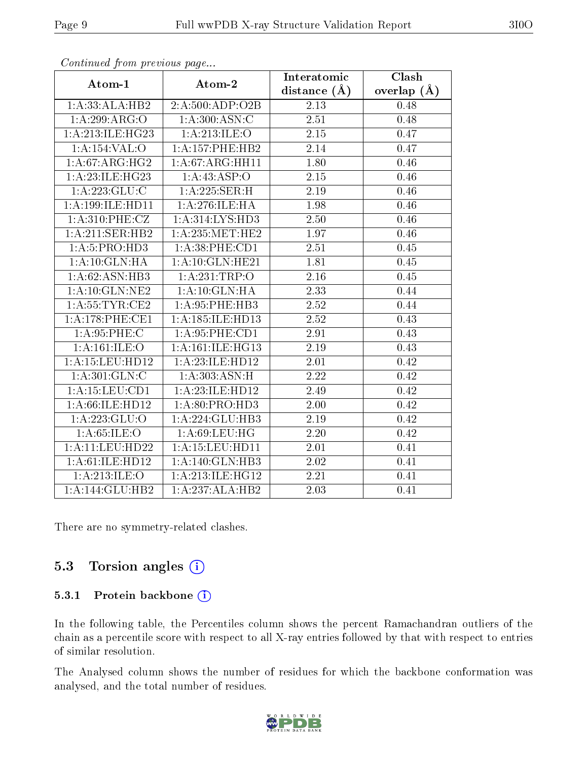*Continued from previous page...*

| Atom-1 | Atom-2 | Interatomic distance (Å) | Clash overlap (Å) |
|---|---|---|---|
| 1:A:33:ALA:HB2 | 2:A:500:ADP:O2B | 2.13 | 0.48 |
| 1:A:299:ARG:O | 1:A:300:ASN:C | 2.51 | 0.48 |
| 1:A:213:ILE:HG23 | 1:A:213:ILE:O | 2.15 | 0.47 |
| 1:A:154:VAL:O | 1:A:157:PHE:HB2 | 2.14 | 0.47 |
| 1:A:67:ARG:HG2 | 1:A:67:ARG:HH11 | 1.80 | 0.46 |
| 1:A:23:ILE:HG23 | 1:A:43:ASP:O | 2.15 | 0.46 |
| 1:A:223:GLU:C | 1:A:225:SER:H | 2.19 | 0.46 |
| 1:A:199:ILE:HD11 | 1:A:276:ILE:HA | 1.98 | 0.46 |
| 1:A:310:PHE:CZ | 1:A:314:LYS:HD3 | 2.50 | 0.46 |
| 1:A:211:SER:HB2 | 1:A:235:MET:HE2 | 1.97 | 0.46 |
| 1:A:5:PRO:HD3 | 1:A:38:PHE:CD1 | 2.51 | 0.45 |
| 1:A:10:GLN:HA | 1:A:10:GLN:HE21 | 1.81 | 0.45 |
| 1:A:62:ASN:HB3 | 1:A:231:TRP:O | 2.16 | 0.45 |
| 1:A:10:GLN:NE2 | 1:A:10:GLN:HA | 2.33 | 0.44 |
| 1:A:55:TYR:CE2 | 1:A:95:PHE:HB3 | 2.52 | 0.44 |
| 1:A:178:PHE:CE1 | 1:A:185:ILE:HD13 | 2.52 | 0.43 |
| 1:A:95:PHE:C | 1:A:95:PHE:CD1 | 2.91 | 0.43 |
| 1:A:161:ILE:O | 1:A:161:ILE:HG13 | 2.19 | 0.43 |
| 1:A:15:LEU:HD12 | 1:A:23:ILE:HD12 | 2.01 | 0.42 |
| 1:A:301:GLN:C | 1:A:303:ASN:H | 2.22 | 0.42 |
| 1:A:15:LEU:CD1 | 1:A:23:ILE:HD12 | 2.49 | 0.42 |
| 1:A:66:ILE:HD12 | 1:A:80:PRO:HD3 | 2.00 | 0.42 |
| 1:A:223:GLU:O | 1:A:224:GLU:HB3 | 2.19 | 0.42 |
| 1:A:65:ILE:O | 1:A:69:LEU:HG | 2.20 | 0.42 |
| 1:A:11:LEU:HD22 | 1:A:15:LEU:HD11 | 2.01 | 0.41 |
| 1:A:61:ILE:HD12 | 1:A:140:GLN:HB3 | 2.02 | 0.41 |
| 1:A:213:ILE:O | 1:A:213:ILE:HG12 | 2.21 | 0.41 |
| 1:A:144:GLU:HB2 | 1:A:237:ALA:HB2 | 2.03 | 0.41 |

There are no symmetry-related clashes.

## 5.3 Torsion angles

### 5.3.1 Protein backbone

In the following table, the Percentiles column shows the percent Ramachandran outliers of the chain as a percentile score with respect to all X-ray entries followed by that with respect to entries of similar resolution.

The Analysed column shows the number of residues for which the backbone conformation was analysed, and the total number of residues.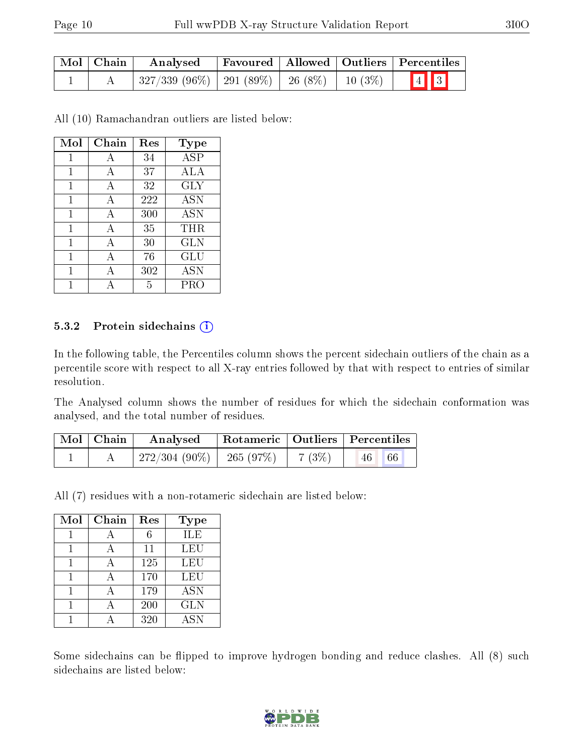| Mol | Chain | Analysed | Favoured | Allowed | Outliers | Percentiles | |
|---|---|---|---|---|---|---|---|
| 1 | A | 327/339 (96%) | 291 (89%) | 26 (8%) | 10 (3%) | 4 | 3 |

All (10) Ramachandran outliers are listed below:

| Mol | Chain | Res | Type |
|---|---|---|---|
| 1 | A | 34 | ASP |
| 1 | A | 37 | ALA |
| 1 | A | 32 | GLY |
| 1 | A | 222 | ASN |
| 1 | A | 300 | ASN |
| 1 | A | 35 | THR |
| 1 | A | 30 | GLN |
| 1 | A | 76 | GLU |
| 1 | A | 302 | ASN |
| 1 | A | 5 | PRO |

### 5.3.2 Protein sidechains

In the following table, the Percentiles column shows the percent sidechain outliers of the chain as a percentile score with respect to all X-ray entries followed by that with respect to entries of similar resolution.

The Analysed column shows the number of residues for which the sidechain conformation was analysed, and the total number of residues.

| Mol | Chain | Analysed | Rotameric | Outliers | Percentiles | |
|---|---|---|---|---|---|---|
| 1 | A | 272/304 (90%) | 265 (97%) | 7 (3%) | 46 | 66 |

All (7) residues with a non-rotameric sidechain are listed below:

| Mol | Chain | Res | Type |
|---|---|---|---|
| 1 | A | 6 | ILE |
| 1 | A | 11 | LEU |
| 1 | A | 125 | LEU |
| 1 | A | 170 | LEU |
| 1 | A | 179 | ASN |
| 1 | A | 200 | GLN |
| 1 | A | 320 | ASN |

Some sidechains can be flipped to improve hydrogen bonding and reduce clashes. All (8) such sidechains are listed below: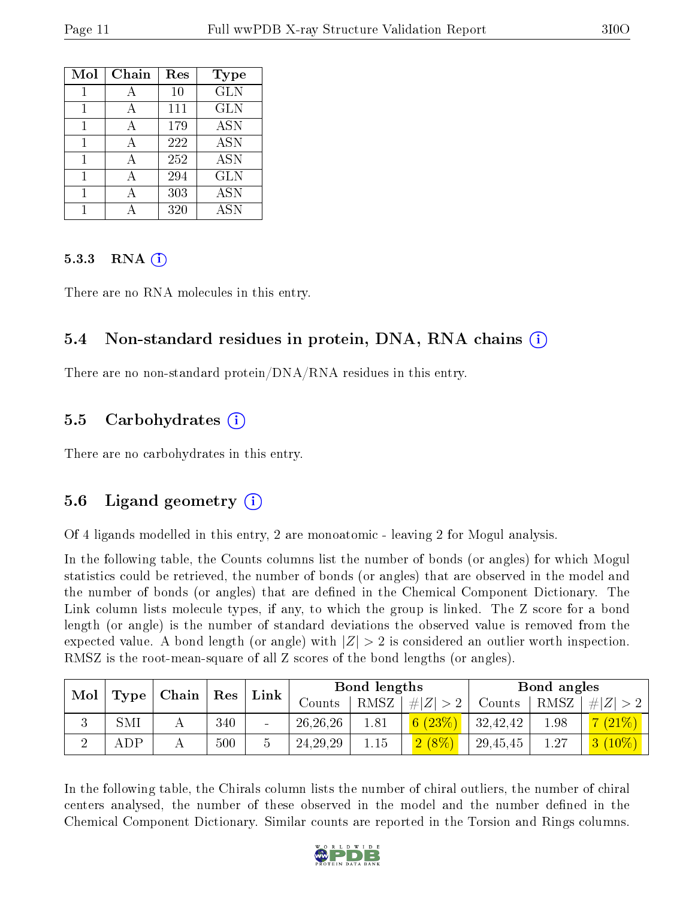| Mol | Chain | Res | Type |
|---|---|---|---|
| 1 | A | 10 | GLN |
| 1 | A | 111 | GLN |
| 1 | A | 179 | ASN |
| 1 | A | 222 | ASN |
| 1 | A | 252 | ASN |
| 1 | A | 294 | GLN |
| 1 | A | 303 | ASN |
| 1 | A | 320 | ASN |

#### 5.3.3 RNA (i)

There are no RNA molecules in this entry.

### 5.4 Non-standard residues in protein, DNA, RNA chains (i)

There are no non-standard protein/DNA/RNA residues in this entry.

### 5.5 Carbohydrates (i)

There are no carbohydrates in this entry.

### 5.6 Ligand geometry (i)

Of 4 ligands modelled in this entry, 2 are monoatomic - leaving 2 for Mogul analysis.

In the following table, the Counts columns list the number of bonds (or angles) for which Mogul statistics could be retrieved, the number of bonds (or angles) that are observed in the model and the number of bonds (or angles) that are defined in the Chemical Component Dictionary. The Link column lists molecule types, if any, to which the group is linked. The Z score for a bond length (or angle) is the number of standard deviations the observed value is removed from the expected value. A bond length (or angle) with $|Z| > 2$ is considered an outlier worth inspection. RMSZ is the root-mean-square of all Z scores of the bond lengths (or angles).

| Mol | Type | Chain | Res | Link | Bond lengths | | | Bond angles | | |
|---|---|---|---|---|---|---|---|---|---|---|
| | | | | | Counts | RMSZ | $\#\|Z\| > 2$ | Counts | RMSZ | $\#\|Z\| > 2$ |
| 3 | SMI | A | 340 | - | 26,26,26 | 1.81 | 6 (23%) | 32,42,42 | 1.98 | 7 (21%) |
| 2 | ADP | A | 500 | 5 | 24,29,29 | 1.15 | 2 (8%) | 29,45,45 | 1.27 | 3 (10%) |

In the following table, the Chirals column lists the number of chiral outliers, the number of chiral centers analysed, the number of these observed in the model and the number defined in the Chemical Component Dictionary. Similar counts are reported in the Torsion and Rings columns.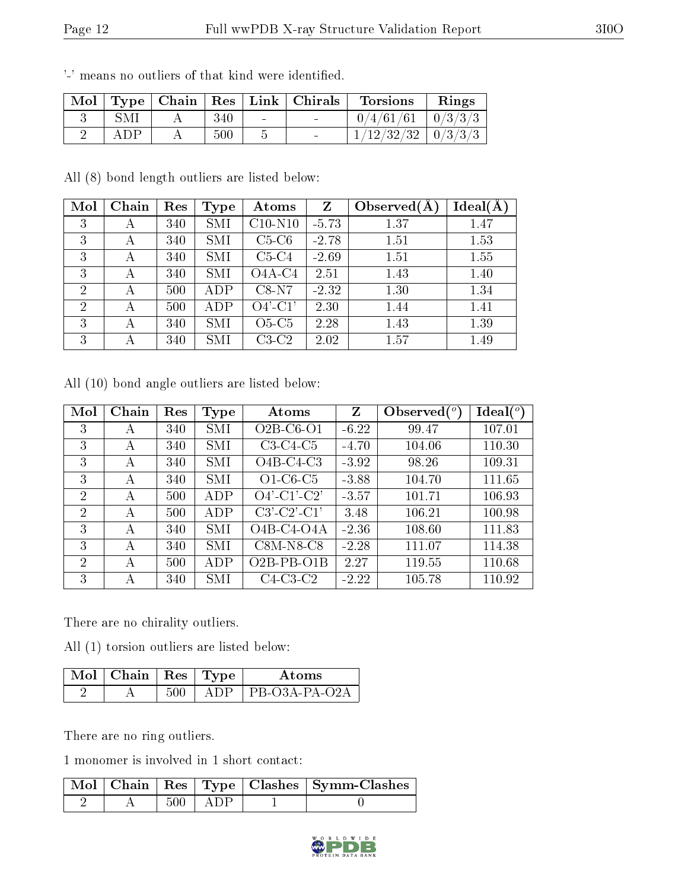'-' means no outliers of that kind were identified.

| Mol | Type | Chain | Res | Link | Chirals | Torsions | Rings |
|---|---|---|---|---|---|---|---|
| 3 | SMI | A | 340 | - | - | 0/4/61/61 | 0/3/3/3 |
| 2 | ADP | A | 500 | 5 | - | 1/12/32/32 | 0/3/3/3 |

All (8) bond length outliers are listed below:

| Mol | Chain | Res | Type | Atoms | Z | Observed(Å) | Ideal(Å) |
|---|---|---|---|---|---|---|---|
| 3 | A | 340 | SMI | C10-N10 | -5.73 | 1.37 | 1.47 |
| 3 | A | 340 | SMI | C5-C6 | -2.78 | 1.51 | 1.53 |
| 3 | A | 340 | SMI | C5-C4 | -2.69 | 1.51 | 1.55 |
| 3 | A | 340 | SMI | O4A-C4 | 2.51 | 1.43 | 1.40 |
| 2 | A | 500 | ADP | C8-N7 | -2.32 | 1.30 | 1.34 |
| 2 | A | 500 | ADP | O4'-C1' | 2.30 | 1.44 | 1.41 |
| 3 | A | 340 | SMI | O5-C5 | 2.28 | 1.43 | 1.39 |
| 3 | A | 340 | SMI | C3-C2 | 2.02 | 1.57 | 1.49 |

All (10) bond angle outliers are listed below:

| Mol | Chain | Res | Type | Atoms | Z | Observed(°) | Ideal(°) |
|---|---|---|---|---|---|---|---|
| 3 | A | 340 | SMI | O2B-C6-O1 | -6.22 | 99.47 | 107.01 |
| 3 | A | 340 | SMI | C3-C4-C5 | -4.70 | 104.06 | 110.30 |
| 3 | A | 340 | SMI | O4B-C4-C3 | -3.92 | 98.26 | 109.31 |
| 3 | A | 340 | SMI | O1-C6-C5 | -3.88 | 104.70 | 111.65 |
| 2 | A | 500 | ADP | O4'-C1'-C2' | -3.57 | 101.71 | 106.93 |
| 2 | A | 500 | ADP | C3'-C2'-C1' | 3.48 | 106.21 | 100.98 |
| 3 | A | 340 | SMI | O4B-C4-O4A | -2.36 | 108.60 | 111.83 |
| 3 | A | 340 | SMI | C8M-N8-C8 | -2.28 | 111.07 | 114.38 |
| 2 | A | 500 | ADP | O2B-PB-O1B | 2.27 | 119.55 | 110.68 |
| 3 | A | 340 | SMI | C4-C3-C2 | -2.22 | 105.78 | 110.92 |

There are no chirality outliers.

All (1) torsion outliers are listed below:

| Mol | Chain | Res | Type | Atoms |
|---|---|---|---|---|
| 2 | A | 500 | ADP | PB-O3A-PA-O2A |

There are no ring outliers.

1 monomer is involved in 1 short contact:

| Mol | Chain | Res | Type | Clashes | Symm-Clashes |
|---|---|---|---|---|---|
| 2 | A | 500 | ADP | 1 | 0 |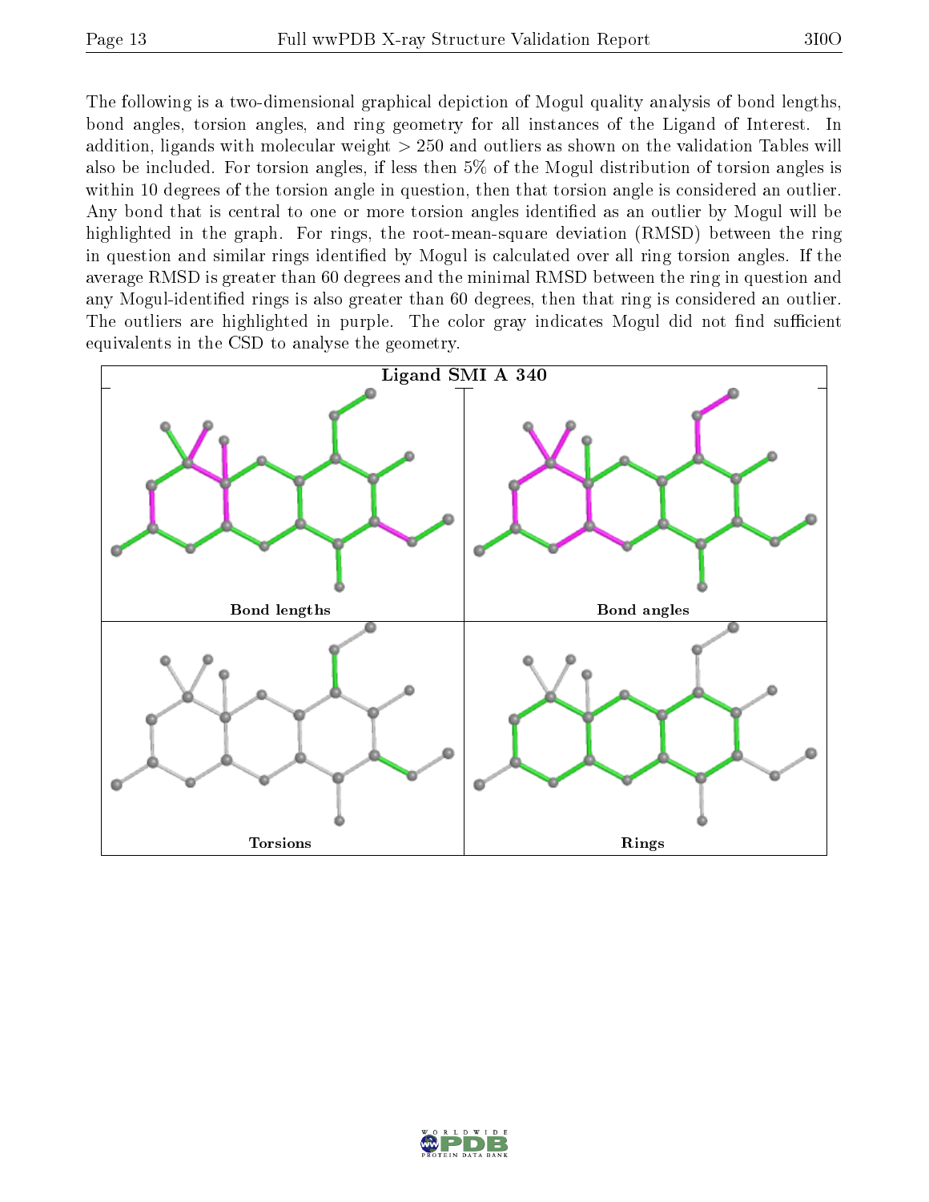The following is a two-dimensional graphical depiction of Mogul quality analysis of bond lengths, bond angles, torsion angles, and ring geometry for all instances of the Ligand of Interest. In addition, ligands with molecular weight > 250 and outliers as shown on the validation Tables will also be included. For torsion angles, if less then 5% of the Mogul distribution of torsion angles is within 10 degrees of the torsion angle in question, then that torsion angle is considered an outlier. Any bond that is central to one or more torsion angles identified as an outlier by Mogul will be highlighted in the graph. For rings, the root-mean-square deviation (RMSD) between the ring in question and similar rings identified by Mogul is calculated over all ring torsion angles. If the average RMSD is greater than 60 degrees and the minimal RMSD between the ring in question and any Mogul-identified rings is also greater than 60 degrees, then that ring is considered an outlier. The outliers are highlighted in purple. The color gray indicates Mogul did not find sufficient equivalents in the CSD to analyse the geometry.

**Ligand SMI A 340**

Bond lengths

Bond angles

Torsions

Rings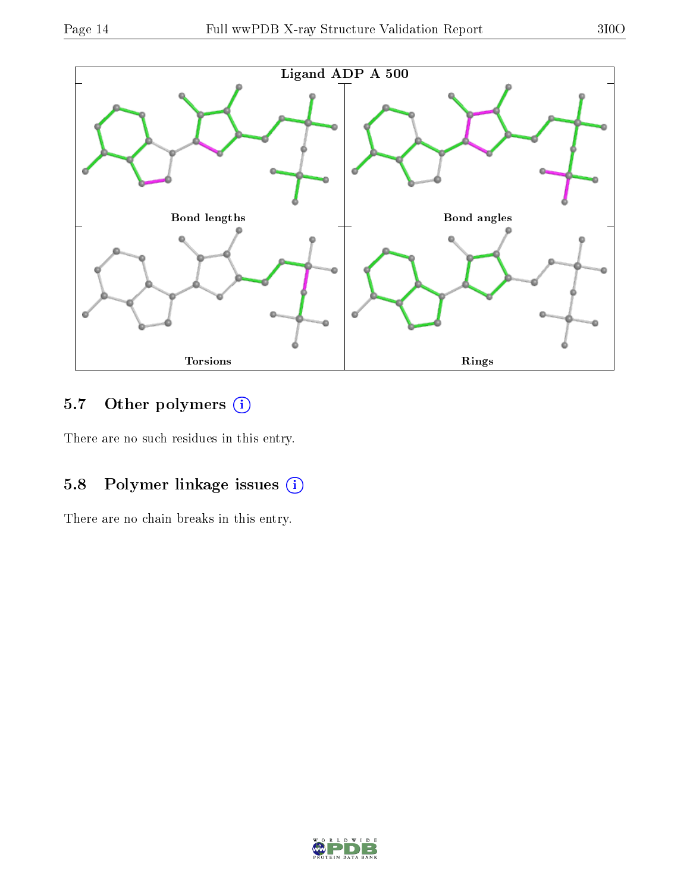Ligand ADP A 500

Bond lengths

Bond angles

Torsions

Rings

### 5.7 Other polymers

There are no such residues in this entry.

### 5.8 Polymer linkage issues

There are no chain breaks in this entry.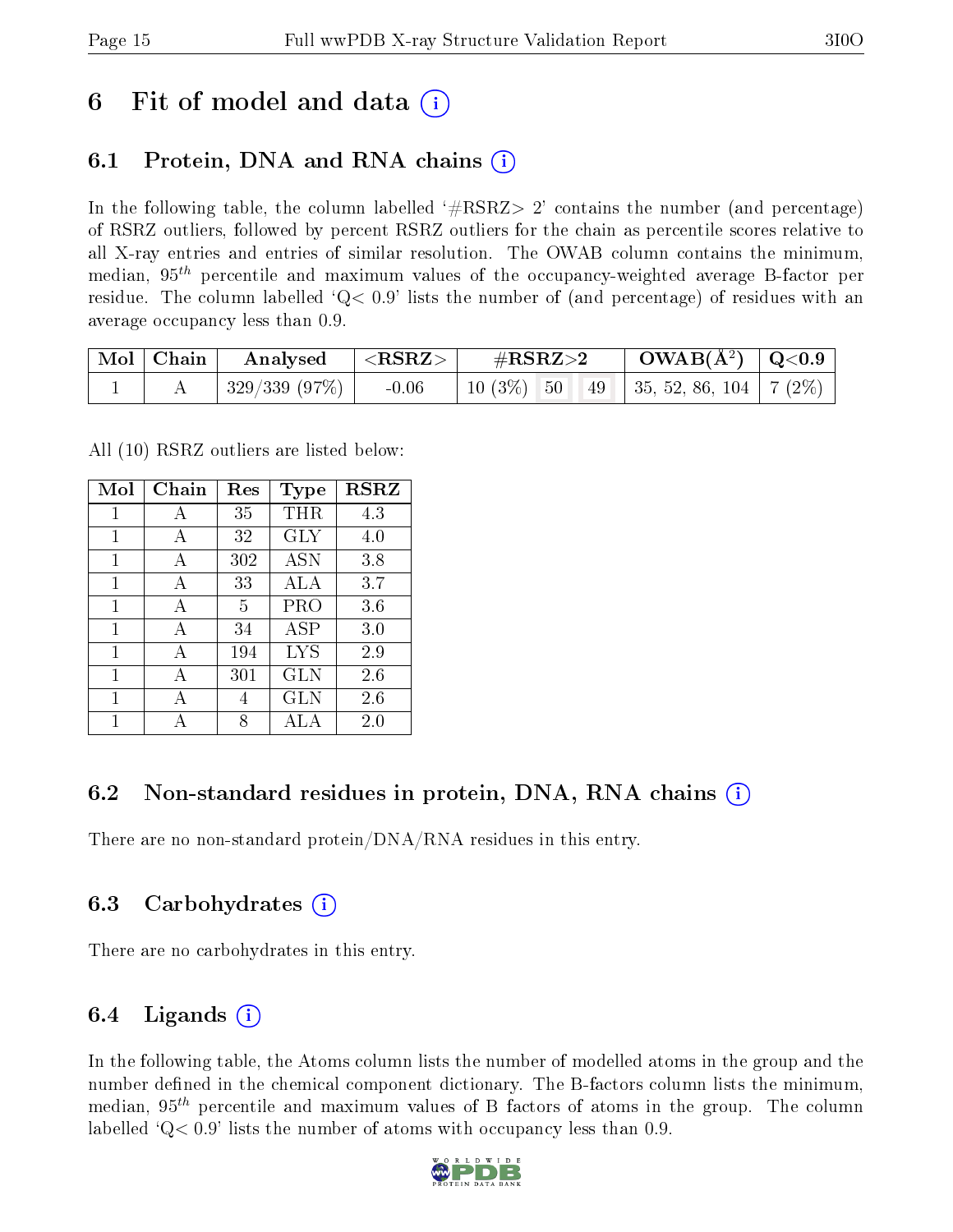# 6 Fit of model and data

## 6.1 Protein, DNA and RNA chains

In the following table, the column labelled '#RSRZ> 2' contains the number (and percentage) of RSRZ outliers, followed by percent RSRZ outliers for the chain as percentile scores relative to all X-ray entries and entries of similar resolution. The OWAB column contains the minimum, median, $95^{th}$ percentile and maximum values of the occupancy-weighted average B-factor per residue. The column labelled 'Q< 0.9' lists the number of (and percentage) of residues with an average occupancy less than 0.9.

| Mol | Chain | Analysed | <RSRZ> | #RSRZ>2 | | | OWAB(Å$^2$) | Q<0.9 |
|---|---|---|---|---|---|---|---|---|
| 1 | A | 329/339 (97%) | -0.06 | 10 (3%) | 50 | 49 | 35, 52, 86, 104 | 7 (2%) |

All (10) RSRZ outliers are listed below:

| Mol | Chain | Res | Type | RSRZ |
|---|---|---|---|---|
| 1 | A | 35 | THR | 4.3 |
| 1 | A | 32 | GLY | 4.0 |
| 1 | A | 302 | ASN | 3.8 |
| 1 | A | 33 | ALA | 3.7 |
| 1 | A | 5 | PRO | 3.6 |
| 1 | A | 34 | ASP | 3.0 |
| 1 | A | 194 | LYS | 2.9 |
| 1 | A | 301 | GLN | 2.6 |
| 1 | A | 4 | GLN | 2.6 |
| 1 | A | 8 | ALA | 2.0 |

## 6.2 Non-standard residues in protein, DNA, RNA chains

There are no non-standard protein/DNA/RNA residues in this entry.

## 6.3 Carbohydrates

There are no carbohydrates in this entry.

## 6.4 Ligands

In the following table, the Atoms column lists the number of modelled atoms in the group and the number defined in the chemical component dictionary. The B-factors column lists the minimum, median, $95^{th}$ percentile and maximum values of B factors of atoms in the group. The column labelled 'Q< 0.9' lists the number of atoms with occupancy less than 0.9.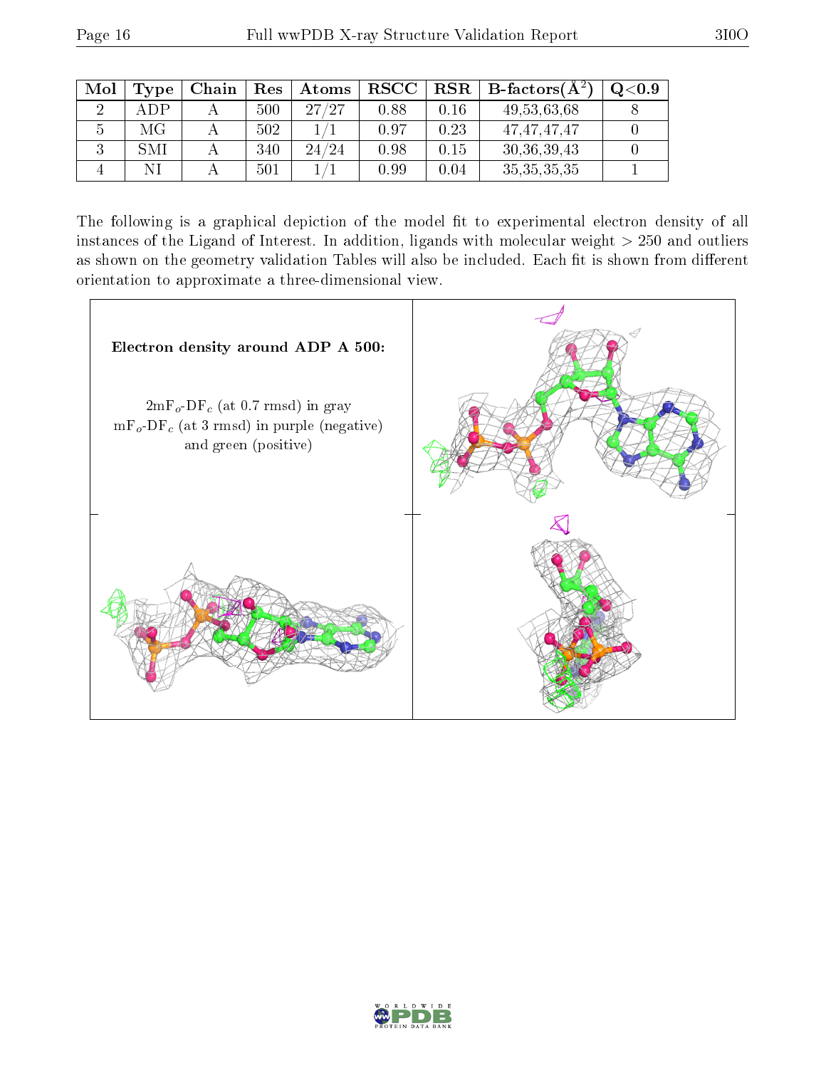| Mol | Type | Chain | Res | Atoms | RSCC | RSR | B-factors($Å^2$) | Q<0.9 |
|---|---|---|---|---|---|---|---|---|
| 2 | ADP | A | 500 | 27/27 | 0.88 | 0.16 | 49,53,63,68 | 8 |
| 5 | MG | A | 502 | 1/1 | 0.97 | 0.23 | 47,47,47,47 | 0 |
| 3 | SMI | A | 340 | 24/24 | 0.98 | 0.15 | 30,36,39,43 | 0 |
| 4 | NI | A | 501 | 1/1 | 0.99 | 0.04 | 35,35,35,35 | 1 |

The following is a graphical depiction of the model fit to experimental electron density of all instances of the Ligand of Interest. In addition, ligands with molecular weight > 250 and outliers as shown on the geometry validation Tables will also be included. Each fit is shown from different orientation to approximate a three-dimensional view.

**Electron density around ADP A 500:**

$2mF_o$-$DF_c$ (at 0.7 rmsd) in gray
$mF_o$-$DF_c$ (at 3 rmsd) in purple (negative) and green (positive)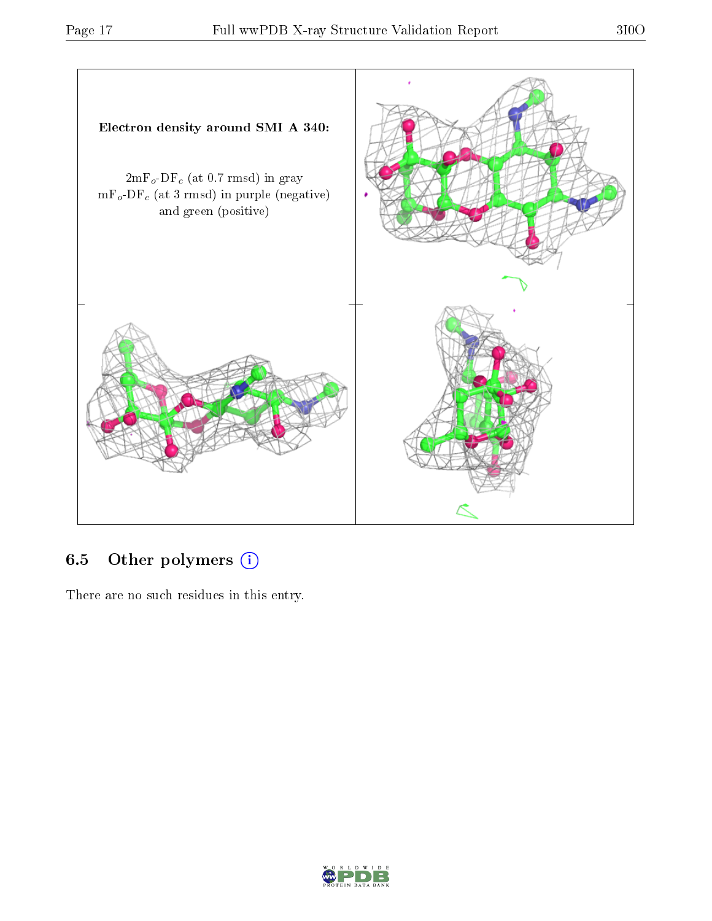**Electron density around SMI A 340:**

$2mF_o$-$DF_c$ (at 0.7 rmsd) in gray
$mF_o$-$DF_c$ (at 3 rmsd) in purple (negative) and green (positive)

## 6.5 Other polymers

There are no such residues in this entry.